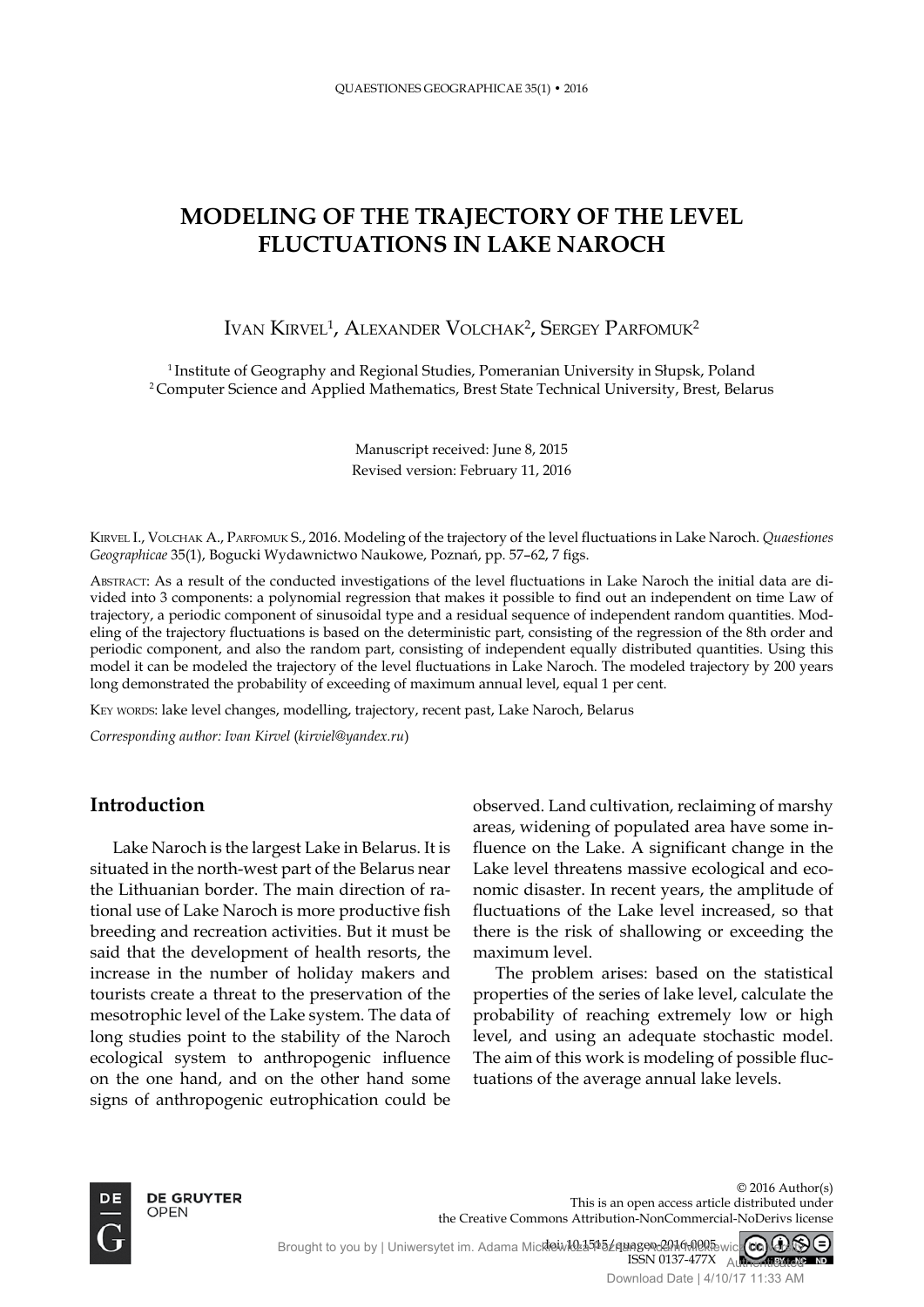# MODELING OF THE TRAJECTORY OF THE LEVEL FLUCTUATIONS IN LAKE NAROCH

Ivan Kirvel[1], Alexander Volchak[2], Sergey Parfomuk[2]

[1] Institute of Geography and Regional Studies, Pomeranian University in Słupsk, Poland
[2] Computer Science and Applied Mathematics, Brest State Technical University, Brest, Belarus

Manuscript received: June 8, 2015
Revised version: February 11, 2016

Kirvel I., Volchak A., Parfomuk S., 2016. Modeling of the trajectory of the level fluctuations in Lake Naroch. *Quaestiones Geographicae* 35(1), Bogucki Wydawnictwo Naukowe, Poznań, pp. 57–62, 7 figs.

Abstract: As a result of the conducted investigations of the level fluctuations in Lake Naroch the initial data are divided into 3 components: a polynomial regression that makes it possible to find out an independent on time Law of trajectory, a periodic component of sinusoidal type and a residual sequence of independent random quantities. Modeling of the trajectory fluctuations is based on the deterministic part, consisting of the regression of the 8th order and periodic component, and also the random part, consisting of independent equally distributed quantities. Using this model it can be modeled the trajectory of the level fluctuations in Lake Naroch. The modeled trajectory by 200 years long demonstrated the probability of exceeding of maximum annual level, equal 1 per cent.

Key words: lake level changes, modelling, trajectory, recent past, Lake Naroch, Belarus

*Corresponding author: Ivan Kirvel (kirviel@yandex.ru)*

## Introduction

Lake Naroch is the largest Lake in Belarus. It is situated in the north-west part of the Belarus near the Lithuanian border. The main direction of rational use of Lake Naroch is more productive fish breeding and recreation activities. But it must be said that the development of health resorts, the increase in the number of holiday makers and tourists create a threat to the preservation of the mesotrophic level of the Lake system. The data of long studies point to the stability of the Naroch ecological system to anthropogenic influence on the one hand, and on the other hand some signs of anthropogenic eutrophication could be observed. Land cultivation, reclaiming of marshy areas, widening of populated area have some influence on the Lake. A significant change in the Lake level threatens massive ecological and economic disaster. In recent years, the amplitude of fluctuations of the Lake level increased, so that there is the risk of shallowing or exceeding the maximum level.

The problem arises: based on the statistical properties of the series of lake level, calculate the probability of reaching extremely low or high level, and using an adequate stochastic model. The aim of this work is modeling of possible fluctuations of the average annual lake levels.

© 2016 Author(s)
This is an open access article distributed under the Creative Commons Attribution-NonCommercial-NoDerivs license

doi: 10.1515/quageo-2016-0005
ISSN 0137-477X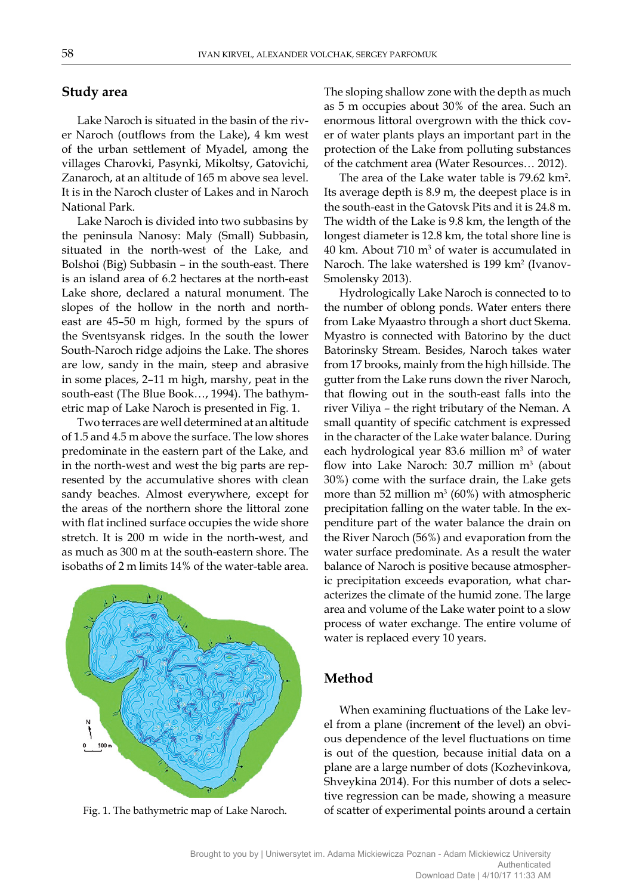## Study area

Lake Naroch is situated in the basin of the river Naroch (outflows from the Lake), 4 km west of the urban settlement of Myadel, among the villages Charovki, Pasynki, Mikoltsy, Gatovichi, Zanaroch, at an altitude of 165 m above sea level. It is in the Naroch cluster of Lakes and in Naroch National Park.

Lake Naroch is divided into two subbasins by the peninsula Nanosy: Maly (Small) Subbasin, situated in the north-west of the Lake, and Bolshoi (Big) Subbasin – in the south-east. There is an island area of 6.2 hectares at the north-east Lake shore, declared a natural monument. The slopes of the hollow in the north and north-east are 45–50 m high, formed by the spurs of the Sventsyansk ridges. In the south the lower South-Naroch ridge adjoins the Lake. The shores are low, sandy in the main, steep and abrasive in some places, 2–11 m high, marshy, peat in the south-east (The Blue Book…, 1994). The bathymetric map of Lake Naroch is presented in Fig. 1.

Two terraces are well determined at an altitude of 1.5 and 4.5 m above the surface. The low shores predominate in the eastern part of the Lake, and in the north-west and west the big parts are represented by the accumulative shores with clean sandy beaches. Almost everywhere, except for the areas of the northern shore the littoral zone with flat inclined surface occupies the wide shore stretch. It is 200 m wide in the north-west, and as much as 300 m at the south-eastern shore. The isobaths of 2 m limits 14% of the water-table area.

Fig. 1. The bathymetric map of Lake Naroch.

The sloping shallow zone with the depth as much as 5 m occupies about 30% of the area. Such an enormous littoral overgrown with the thick cover of water plants plays an important part in the protection of the Lake from polluting substances of the catchment area (Water Resources… 2012).

The area of the Lake water table is 79.62 km$^2$. Its average depth is 8.9 m, the deepest place is in the south-east in the Gatovsk Pits and it is 24.8 m. The width of the Lake is 9.8 km, the length of the longest diameter is 12.8 km, the total shore line is 40 km. About 710 m$^3$ of water is accumulated in Naroch. The lake watershed is 199 km$^2$ (Ivanov-Smolensky 2013).

Hydrologically Lake Naroch is connected to to the number of oblong ponds. Water enters there from Lake Myaastro through a short duct Skema. Myastro is connected with Batorino by the duct Batorinsky Stream. Besides, Naroch takes water from 17 brooks, mainly from the high hillside. The gutter from the Lake runs down the river Naroch, that flowing out in the south-east falls into the river Viliya – the right tributary of the Neman. A small quantity of specific catchment is expressed in the character of the Lake water balance. During each hydrological year 83.6 million m$^3$ of water flow into Lake Naroch: 30.7 million m$^3$ (about 30%) come with the surface drain, the Lake gets more than 52 million m$^3$ (60%) with atmospheric precipitation falling on the water table. In the expenditure part of the water balance the drain on the River Naroch (56%) and evaporation from the water surface predominate. As a result the water balance of Naroch is positive because atmospheric precipitation exceeds evaporation, what characterizes the climate of the humid zone. The large area and volume of the Lake water point to a slow process of water exchange. The entire volume of water is replaced every 10 years.

## Method

When examining fluctuations of the Lake level from a plane (increment of the level) an obvious dependence of the level fluctuations on time is out of the question, because initial data on a plane are a large number of dots (Kozhevinkova, Shveykina 2014). For this number of dots a selective regression can be made, showing a measure of scatter of experimental points around a certain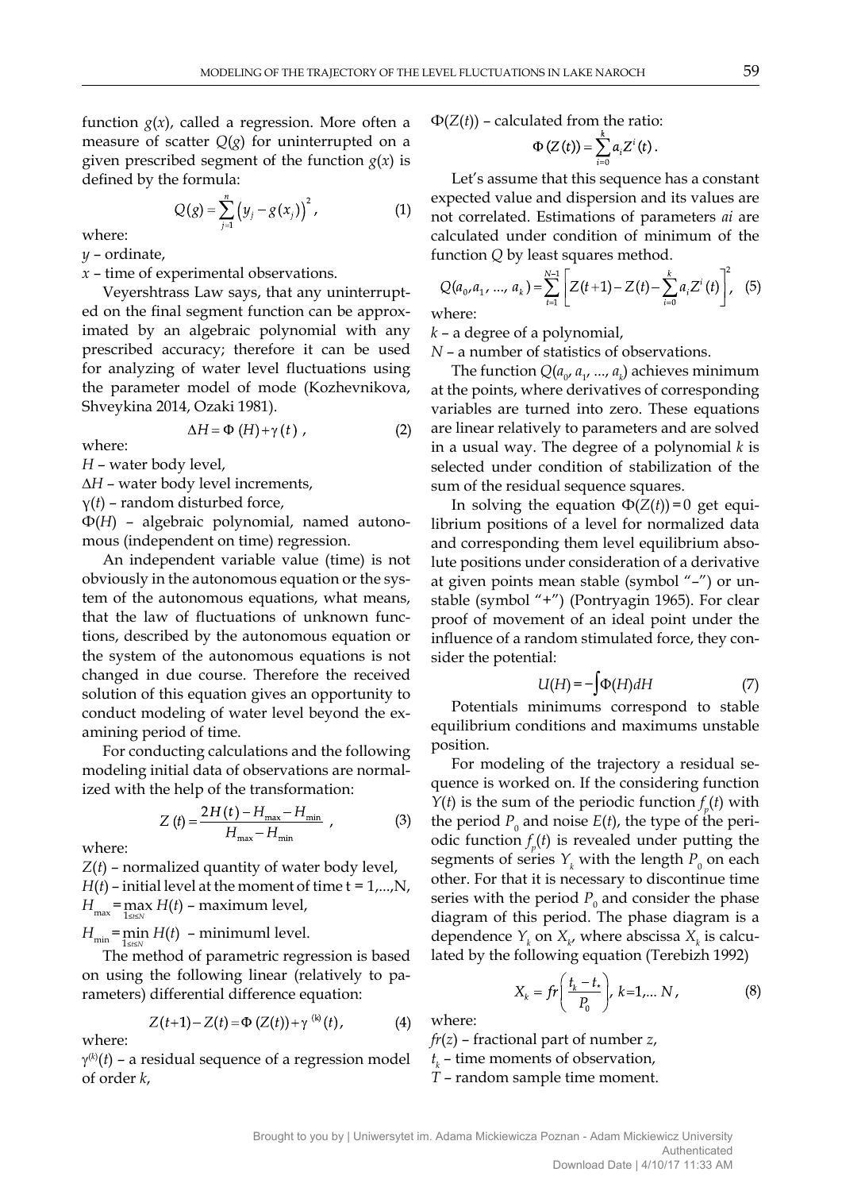function $g(x)$, called a regression. More often a measure of scatter $Q(g)$ for uninterrupted on a given prescribed segment of the function $g(x)$ is defined by the formula:

$$Q(g) = \sum_{j=1}^{n} \left(y_j - g(x_j)\right)^2 , \tag{1}$$

where:
$y$ – ordinate,
$x$ – time of experimental observations.

Veyershtrass Law says, that any uninterrupted on the final segment function can be approximated by an algebraic polynomial with any prescribed accuracy; therefore it can be used for analyzing of water level fluctuations using the parameter model of mode (Kozhevnikova, Shveykina 2014, Ozaki 1981).

$$\Delta H = \Phi(H) + \gamma(t) , \tag{2}$$

where:
$H$ – water body level,
$\Delta H$ – water body level increments,
$\gamma(t)$ – random disturbed force,
$\Phi(H)$ – algebraic polynomial, named autonomous (independent on time) regression.

An independent variable value (time) is not obviously in the autonomous equation or the system of the autonomous equations, what means, that the law of fluctuations of unknown functions, described by the autonomous equation or the system of the autonomous equations is not changed in due course. Therefore the received solution of this equation gives an opportunity to conduct modeling of water level beyond the examining period of time.

For conducting calculations and the following modeling initial data of observations are normalized with the help of the transformation:

$$Z(t) = \frac{2H(t) - H_{\max} - H_{\min}}{H_{\max} - H_{\min}} , \tag{3}$$

where:
$Z(t)$ – normalized quantity of water body level,
$H(t)$ – initial level at the moment of time t = 1,...,N,
$H_{\max} = \max\limits_{1 \le t \le N} H(t)$ – maximum level,
$H_{\min} = \min\limits_{1 \le t \le N} H(t)$ – minimuml level.

The method of parametric regression is based on using the following linear (relatively to parameters) differential difference equation:

$$Z(t+1) - Z(t) = \Phi(Z(t)) + \gamma^{(k)}(t), \tag{4}$$

where:
$\gamma^{(k)}(t)$ – a residual sequence of a regression model of order $k$,
$\Phi(Z(t))$ – calculated from the ratio:

$$\Phi(Z(t)) = \sum_{i=0}^{k} a_i Z^i(t) .$$

Let's assume that this sequence has a constant expected value and dispersion and its values are not correlated. Estimations of parameters *ai* are calculated under condition of minimum of the function $Q$ by least squares method.

$$Q(a_0, a_1, ..., a_k) = \sum_{t=1}^{N-1} \left[ Z(t+1) - Z(t) - \sum_{i=0}^{k} a_i Z^i(t) \right]^2 , \tag{5}$$

where:
$k$ – a degree of a polynomial,
$N$ – a number of statistics of observations.

The function $Q(a_0, a_1, ..., a_k)$ achieves minimum at the points, where derivatives of corresponding variables are turned into zero. These equations are linear relatively to parameters and are solved in a usual way. The degree of a polynomial $k$ is selected under condition of stabilization of the sum of the residual sequence squares.

In solving the equation $\Phi(Z(t)) = 0$ get equilibrium positions of a level for normalized data and corresponding them level equilibrium absolute positions under consideration of a derivative at given points mean stable (symbol "–") or unstable (symbol "+") (Pontryagin 1965). For clear proof of movement of an ideal point under the influence of a random stimulated force, they consider the potential:

$$U(H) = -\int \Phi(H)dH \tag{7}$$

Potentials minimums correspond to stable equilibrium conditions and maximums unstable position.

For modeling of the trajectory a residual sequence is worked on. If the considering function $Y(t)$ is the sum of the periodic function $f_p(t)$ with the period $P_0$ and noise $E(t)$, the type of the periodic function $f_p(t)$ is revealed under putting the segments of series $Y_k$ with the length $P_0$ on each other. For that it is necessary to discontinue time series with the period $P_0$ and consider the phase diagram of this period. The phase diagram is a dependence $Y_k$ on $X_k$, where abscissa $X_k$ is calculated by the following equation (Terebizh 1992)

$$X_k = fr\left(\frac{t_k - t_*}{P_0}\right), \; k = 1, ... \; N , \tag{8}$$

where:
$fr(z)$ – fractional part of number $z$,
$t_k$ – time moments of observation,
$T$ – random sample time moment.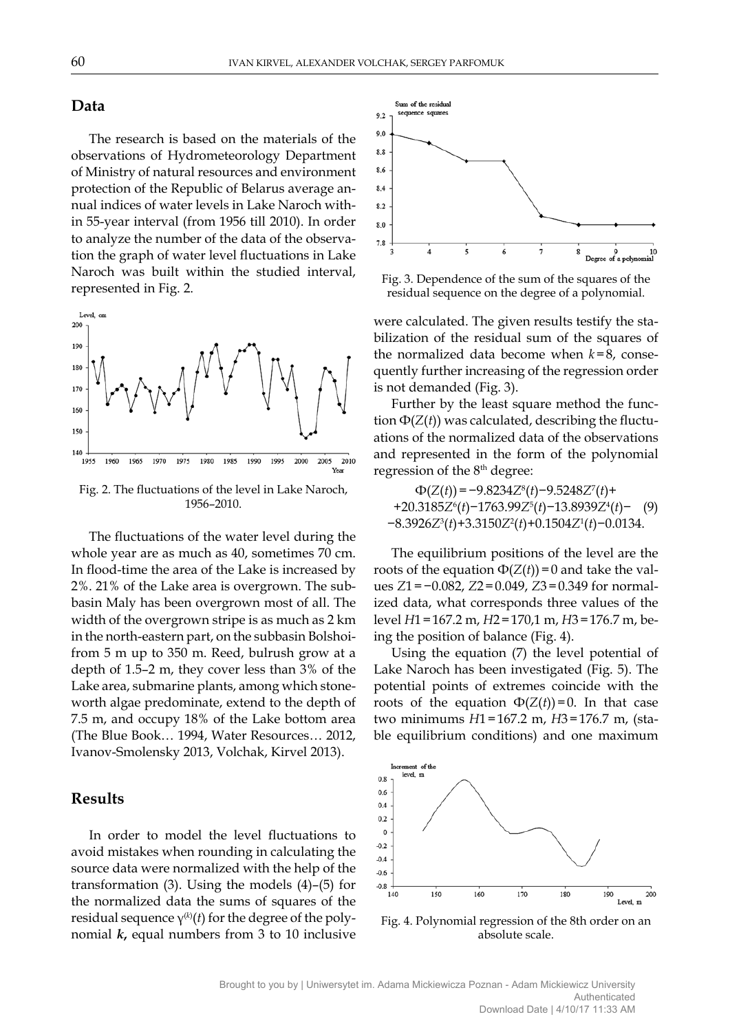## Data

The research is based on the materials of the observations of Hydrometeorology Department of Ministry of natural resources and environment protection of the Republic of Belarus average annual indices of water levels in Lake Naroch within 55-year interval (from 1956 till 2010). In order to analyze the number of the data of the observation the graph of water level fluctuations in Lake Naroch was built within the studied interval, represented in Fig. 2.

Fig. 2. The fluctuations of the level in Lake Naroch, 1956–2010.

The fluctuations of the water level during the whole year are as much as 40, sometimes 70 cm. In flood-time the area of the Lake is increased by 2%. 21% of the Lake area is overgrown. The subbasin Maly has been overgrown most of all. The width of the overgrown stripe is as much as 2 km in the north-eastern part, on the subbasin Bolshoi-from 5 m up to 350 m. Reed, bulrush grow at a depth of 1.5–2 m, they cover less than 3% of the Lake area, submarine plants, among which stoneworth algae predominate, extend to the depth of 7.5 m, and occupy 18% of the Lake bottom area (The Blue Book… 1994, Water Resources… 2012, Ivanov-Smolensky 2013, Volchak, Kirvel 2013).

## Results

In order to model the level fluctuations to avoid mistakes when rounding in calculating the source data were normalized with the help of the transformation (3). Using the models (4)–(5) for the normalized data the sums of squares of the residual sequence $\gamma^{(k)}(t)$ for the degree of the polynomial $\boldsymbol{k}$**,** equal numbers from 3 to 10 inclusive were calculated. The given results testify the stabilization of the residual sum of the squares of the normalized data become when $k=8$, consequently further increasing of the regression order is not demanded (Fig. 3).

Fig. 3. Dependence of the sum of the squares of the residual sequence on the degree of a polynomial.

Further by the least square method the function $\Phi(Z(t))$ was calculated, describing the fluctuations of the normalized data of the observations and represented in the form of the polynomial regression of the 8[th] degree:

$$\Phi(Z(t))=-9.8234Z^8(t)-9.5248Z^7(t)+ +20.3185Z^6(t)-1763.99Z^5(t)-13.8939Z^4(t)- -8.3926Z^3(t)+3.3150Z^2(t)+0.1504Z^1(t)-0.0134. \quad (9)$$

The equilibrium positions of the level are the roots of the equation $\Phi(Z(t))=0$ and take the values $Z1=-0.082$, $Z2=0.049$, $Z3=0.349$ for normalized data, what corresponds three values of the level $H1=167.2$ m, $H2=170{,}1$ m, $H3=176.7$ m, being the position of balance (Fig. 4).

Using the equation (7) the level potential of Lake Naroch has been investigated (Fig. 5). The potential points of extremes coincide with the roots of the equation $\Phi(Z(t))=0$. In that case two minimums $H1=167.2$ m, $H3=176.7$ m, (stable equilibrium conditions) and one maximum

Fig. 4. Polynomial regression of the 8th order on an absolute scale.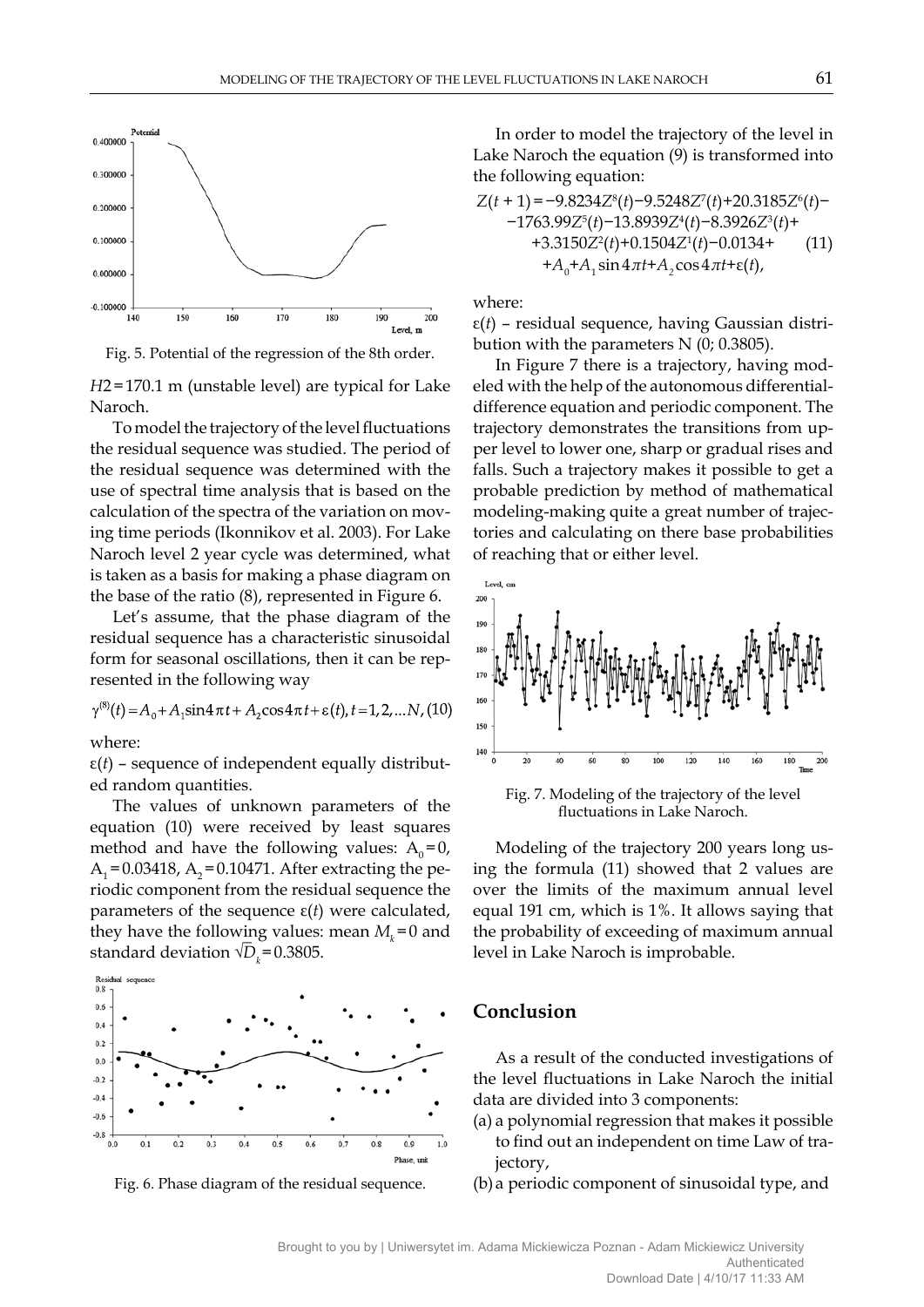Fig. 5. Potential of the regression of the 8th order.

$H2 = 170.1$ m (unstable level) are typical for Lake Naroch.

To model the trajectory of the level fluctuations the residual sequence was studied. The period of the residual sequence was determined with the use of spectral time analysis that is based on the calculation of the spectra of the variation on moving time periods (Ikonnikov et al. 2003). For Lake Naroch level 2 year cycle was determined, what is taken as a basis for making a phase diagram on the base of the ratio (8), represented in Figure 6.

Let's assume, that the phase diagram of the residual sequence has a characteristic sinusoidal form for seasonal oscillations, then it can be represented in the following way

$$\gamma^{(8)}(t) = A_0 + A_1 \sin 4\pi t + A_2 \cos 4\pi t + \varepsilon(t), t = 1, 2, ... N, \quad (10)$$

where:

$\varepsilon(t)$ – sequence of independent equally distributed random quantities.

The values of unknown parameters of the equation (10) were received by least squares method and have the following values: $A_0 = 0$, $A_1 = 0.03418$, $A_2 = 0.10471$. After extracting the periodic component from the residual sequence the parameters of the sequence $\varepsilon(t)$ were calculated, they have the following values: mean $M_k = 0$ and standard deviation $\sqrt{D_k} = 0.3805$.

Fig. 6. Phase diagram of the residual sequence.

In order to model the trajectory of the level in Lake Naroch the equation (9) is transformed into the following equation:

$$\begin{aligned} Z(t+1) = & -9.8234Z^8(t) - 9.5248Z^7(t) + 20.3185Z^6(t) - \\ & -1763.99Z^5(t) - 13.8939Z^4(t) - 8.3926Z^3(t) + \\ & +3.3150Z^2(t) + 0.1504Z^1(t) - 0.0134 + \\ & +A_0 + A_1 \sin 4\pi t + A_2 \cos 4\pi t + \varepsilon(t), \end{aligned} \quad (11)$$

where:

$\varepsilon(t)$ – residual sequence, having Gaussian distribution with the parameters N (0; 0.3805).

In Figure 7 there is a trajectory, having modeled with the help of the autonomous differential-difference equation and periodic component. The trajectory demonstrates the transitions from upper level to lower one, sharp or gradual rises and falls. Such a trajectory makes it possible to get a probable prediction by method of mathematical modeling-making quite a great number of trajectories and calculating on there base probabilities of reaching that or either level.

Fig. 7. Modeling of the trajectory of the level fluctuations in Lake Naroch.

Modeling of the trajectory 200 years long using the formula (11) showed that 2 values are over the limits of the maximum annual level equal 191 cm, which is 1%. It allows saying that the probability of exceeding of maximum annual level in Lake Naroch is improbable.

## Conclusion

As a result of the conducted investigations of the level fluctuations in Lake Naroch the initial data are divided into 3 components:

(a) a polynomial regression that makes it possible to find out an independent on time Law of trajectory,

(b) a periodic component of sinusoidal type, and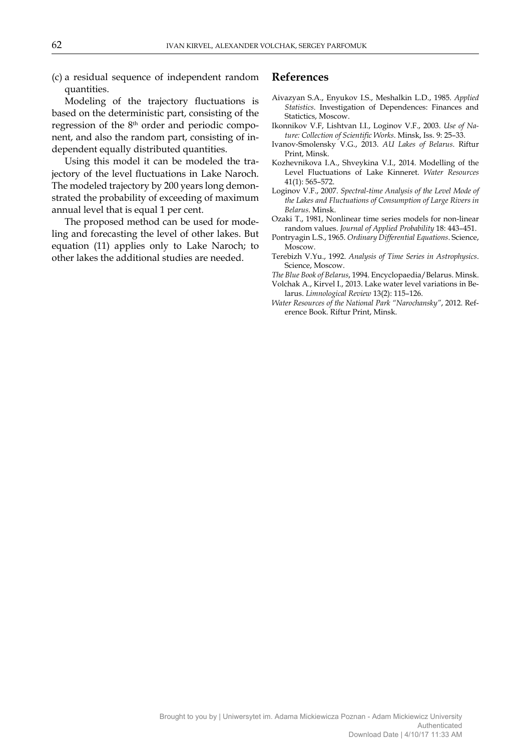(c) a residual sequence of independent random quantities.

Modeling of the trajectory fluctuations is based on the deterministic part, consisting of the regression of the $8^{th}$ order and periodic component, and also the random part, consisting of independent equally distributed quantities.

Using this model it can be modeled the trajectory of the level fluctuations in Lake Naroch. The modeled trajectory by 200 years long demonstrated the probability of exceeding of maximum annual level that is equal 1 per cent.

The proposed method can be used for modeling and forecasting the level of other lakes. But equation (11) applies only to Lake Naroch; to other lakes the additional studies are needed.

## References

Aivazyan S.A., Enyukov I.S., Meshalkin L.D., 1985. *Applied Statistics*. Investigation of Dependences: Finances and Statictics, Moscow.

Ikonnikov V.F, Lishtvan I.I., Loginov V.F., 2003. *Use of Nature: Collection of Scientific Works*. Minsk, Iss. 9: 25–33.

Ivanov-Smolensky V.G., 2013. *AU Lakes of Belarus*. Riftur Print, Minsk.

Kozhevnikova I.A., Shveykina V.I., 2014. Modelling of the Level Fluctuations of Lake Kinneret. *Water Resources* 41(1): 565–572.

Loginov V.F., 2007. *Spectral-time Analysis of the Level Mode of the Lakes and Fluctuations of Consumption of Large Rivers in Belarus*. Minsk.

Ozaki T., 1981, Nonlinear time series models for non-linear random values. *Journal of Applied Probability* 18: 443–451.

Pontryagin L.S., 1965. *Ordinary Differential Equations*. Science, Moscow.

Terebizh V.Yu., 1992. *Analysis of Time Series in Astrophysics*. Science, Moscow.

*The Blue Book of Belarus*, 1994. Encyclopaedia/Belarus. Minsk.

Volchak A., Kirvel I., 2013. Lake water level variations in Belarus. *Limnological Review* 13(2): 115–126.

*Water Resources of the National Park "Narochansky"*, 2012. Reference Book. Riftur Print, Minsk.